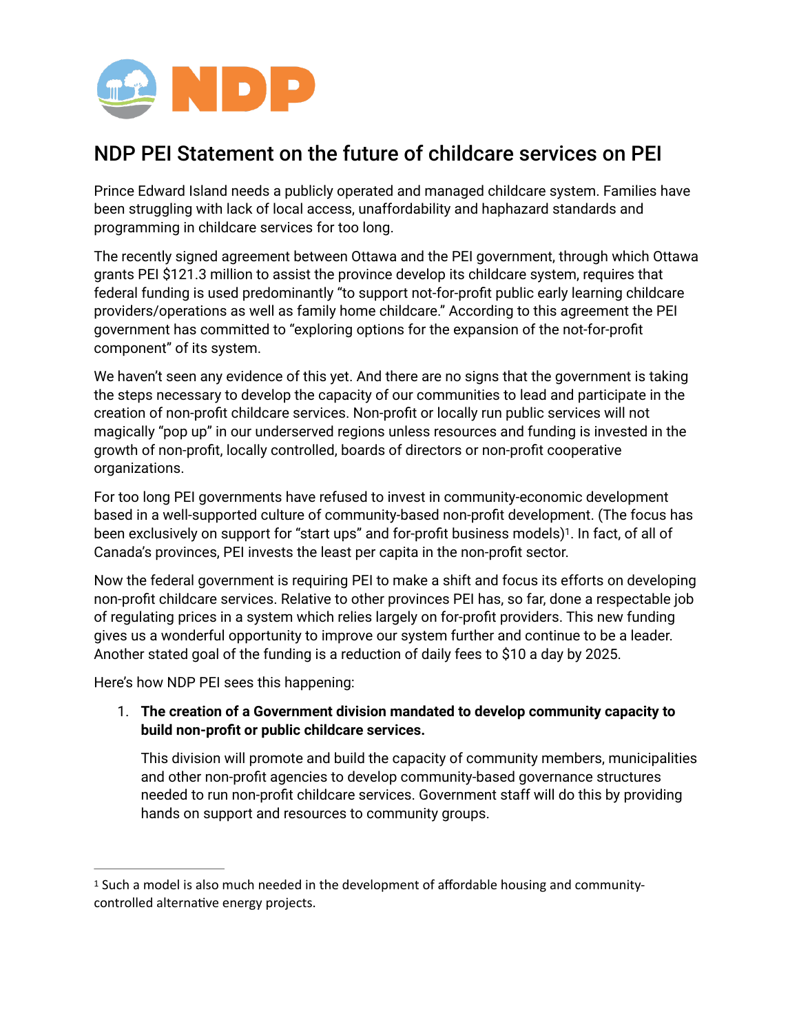# NDP PEI Statement on the future of childcare services on PEI

Prince Edward Island needs a publicly operated and managed childcare system. Families have been struggling with lack of local access, unaffordability and haphazard standards and programming in childcare services for too long.

The recently signed agreement between Ottawa and the PEI government, through which Ottawa grants PEI $121.3 million to assist the province develop its childcare system, requires that federal funding is used predominantly "to support not-for-profit public early learning childcare providers/operations as well as family home childcare." According to this agreement the PEI government has committed to "exploring options for the expansion of the not-for-profit component" of its system.

We haven't seen any evidence of this yet. And there are no signs that the government is taking the steps necessary to develop the capacity of our communities to lead and participate in the creation of non-profit childcare services. Non-profit or locally run public services will not magically "pop up" in our underserved regions unless resources and funding is invested in the growth of non-profit, locally controlled, boards of directors or non-profit cooperative organizations.

For too long PEI governments have refused to invest in community-economic development based in a well-supported culture of community-based non-profit development. (The focus has been exclusively on support for "start ups" and for-profit business models)[1]. In fact, of all of Canada's provinces, PEI invests the least per capita in the non-profit sector.

Now the federal government is requiring PEI to make a shift and focus its efforts on developing non-profit childcare services. Relative to other provinces PEI has, so far, done a respectable job of regulating prices in a system which relies largely on for-profit providers. This new funding gives us a wonderful opportunity to improve our system further and continue to be a leader. Another stated goal of the funding is a reduction of daily fees to $10 a day by 2025.

Here's how NDP PEI sees this happening:

1. **The creation of a Government division mandated to develop community capacity to build non-profit or public childcare services.**

   This division will promote and build the capacity of community members, municipalities and other non-profit agencies to develop community-based governance structures needed to run non-profit childcare services. Government staff will do this by providing hands on support and resources to community groups.

---

[1] Such a model is also much needed in the development of affordable housing and community-controlled alternative energy projects.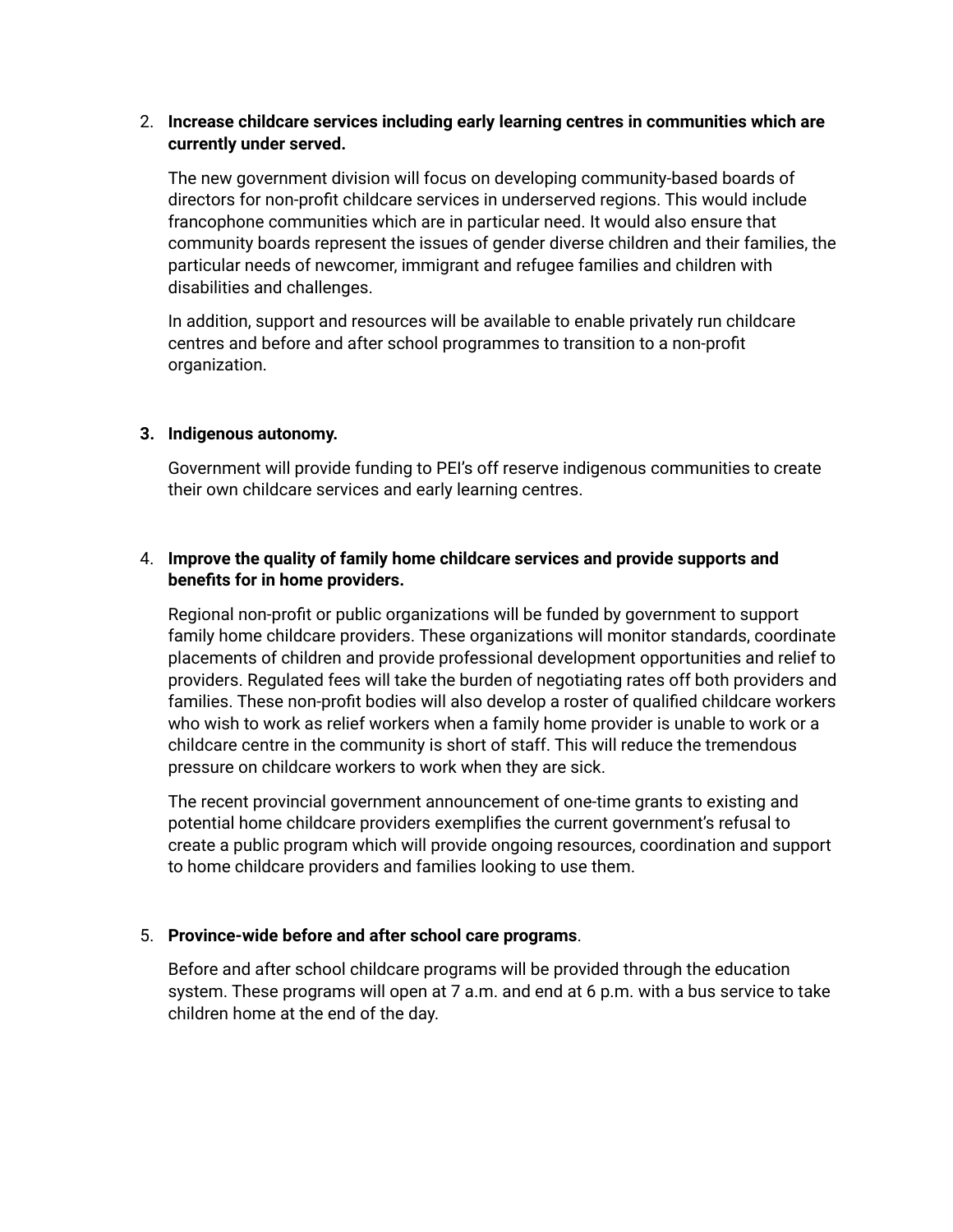2. **Increase childcare services including early learning centres in communities which are currently under served.**

   The new government division will focus on developing community-based boards of directors for non-profit childcare services in underserved regions. This would include francophone communities which are in particular need. It would also ensure that community boards represent the issues of gender diverse children and their families, the particular needs of newcomer, immigrant and refugee families and children with disabilities and challenges.

   In addition, support and resources will be available to enable privately run childcare centres and before and after school programmes to transition to a non-profit organization.

3. **Indigenous autonomy.**

   Government will provide funding to PEI's off reserve indigenous communities to create their own childcare services and early learning centres.

4. **Improve the quality of family home childcare services and provide supports and benefits for in home providers.**

   Regional non-profit or public organizations will be funded by government to support family home childcare providers. These organizations will monitor standards, coordinate placements of children and provide professional development opportunities and relief to providers. Regulated fees will take the burden of negotiating rates off both providers and families. These non-profit bodies will also develop a roster of qualified childcare workers who wish to work as relief workers when a family home provider is unable to work or a childcare centre in the community is short of staff. This will reduce the tremendous pressure on childcare workers to work when they are sick.

   The recent provincial government announcement of one-time grants to existing and potential home childcare providers exemplifies the current government's refusal to create a public program which will provide ongoing resources, coordination and support to home childcare providers and families looking to use them.

5. **Province-wide before and after school care programs**.

   Before and after school childcare programs will be provided through the education system. These programs will open at 7 a.m. and end at 6 p.m. with a bus service to take children home at the end of the day.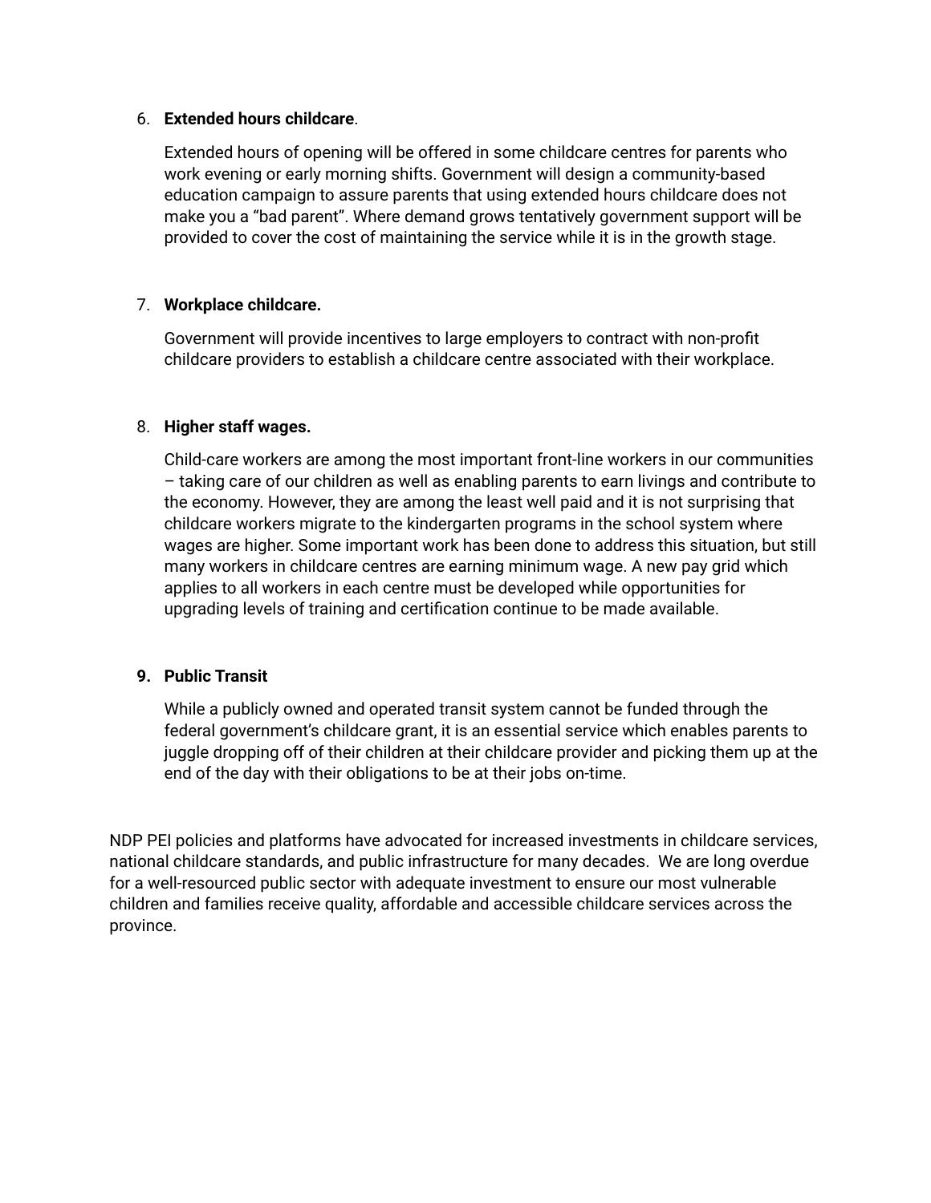6. **Extended hours childcare**.

   Extended hours of opening will be offered in some childcare centres for parents who work evening or early morning shifts. Government will design a community-based education campaign to assure parents that using extended hours childcare does not make you a "bad parent". Where demand grows tentatively government support will be provided to cover the cost of maintaining the service while it is in the growth stage.

7. **Workplace childcare.**

   Government will provide incentives to large employers to contract with non-profit childcare providers to establish a childcare centre associated with their workplace.

8. **Higher staff wages.**

   Child-care workers are among the most important front-line workers in our communities – taking care of our children as well as enabling parents to earn livings and contribute to the economy. However, they are among the least well paid and it is not surprising that childcare workers migrate to the kindergarten programs in the school system where wages are higher. Some important work has been done to address this situation, but still many workers in childcare centres are earning minimum wage. A new pay grid which applies to all workers in each centre must be developed while opportunities for upgrading levels of training and certification continue to be made available.

9. **Public Transit**

   While a publicly owned and operated transit system cannot be funded through the federal government's childcare grant, it is an essential service which enables parents to juggle dropping off of their children at their childcare provider and picking them up at the end of the day with their obligations to be at their jobs on-time.

NDP PEI policies and platforms have advocated for increased investments in childcare services, national childcare standards, and public infrastructure for many decades. We are long overdue for a well-resourced public sector with adequate investment to ensure our most vulnerable children and families receive quality, affordable and accessible childcare services across the province.